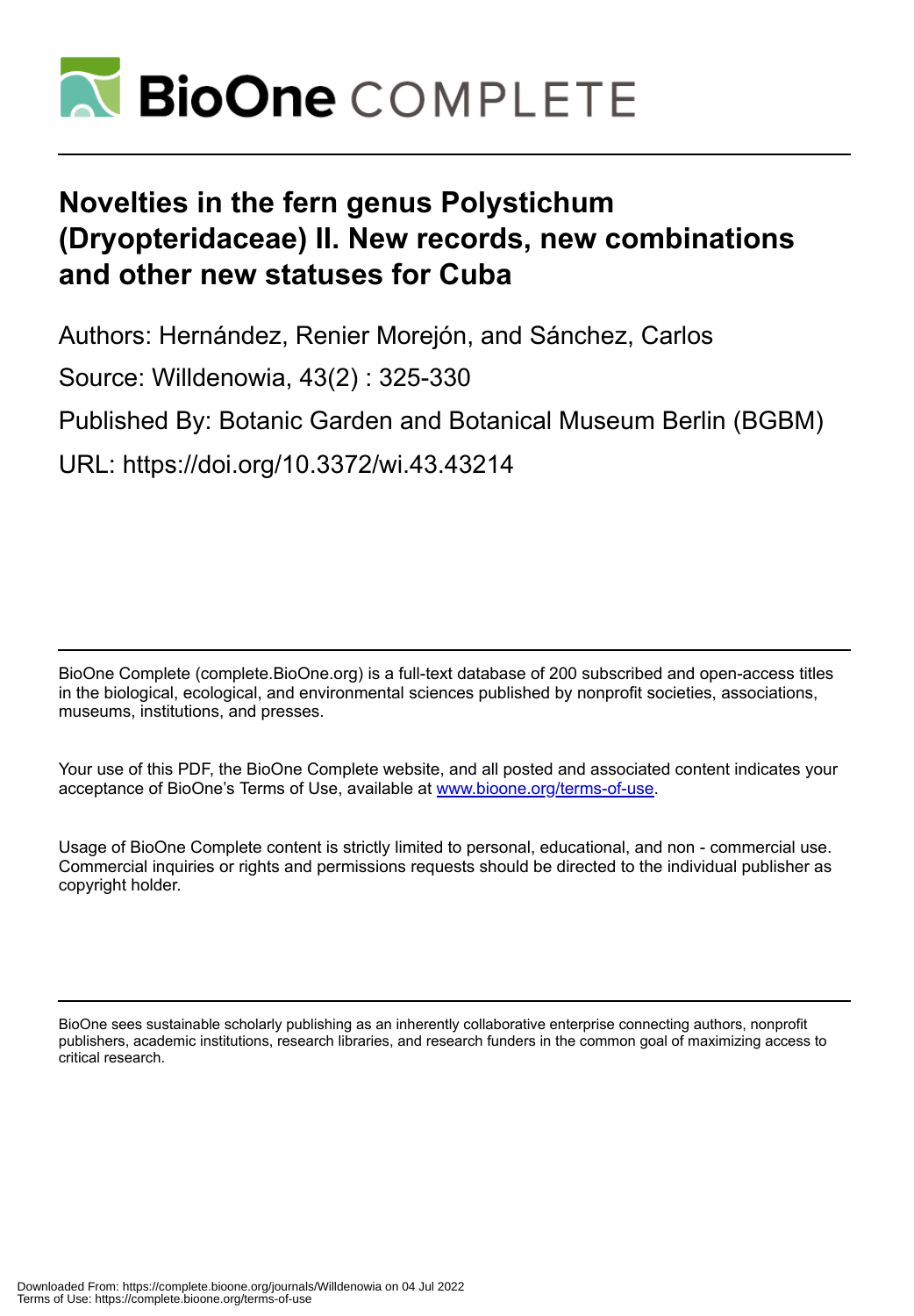# Novelties in the fern genus Polystichum (Dryopteridaceae) II. New records, new combinations and other new statuses for Cuba

Authors: Hernández, Renier Morejón, and Sánchez, Carlos

Source: Willdenowia, 43(2) : 325-330

Published By: Botanic Garden and Botanical Museum Berlin (BGBM)

URL: https://doi.org/10.3372/wi.43.43214

BioOne Complete (complete.BioOne.org) is a full-text database of 200 subscribed and open-access titles in the biological, ecological, and environmental sciences published by nonprofit societies, associations, museums, institutions, and presses.

Your use of this PDF, the BioOne Complete website, and all posted and associated content indicates your acceptance of BioOne's Terms of Use, available at www.bioone.org/terms-of-use.

Usage of BioOne Complete content is strictly limited to personal, educational, and non - commercial use. Commercial inquiries or rights and permissions requests should be directed to the individual publisher as copyright holder.

BioOne sees sustainable scholarly publishing as an inherently collaborative enterprise connecting authors, nonprofit publishers, academic institutions, research libraries, and research funders in the common goal of maximizing access to critical research.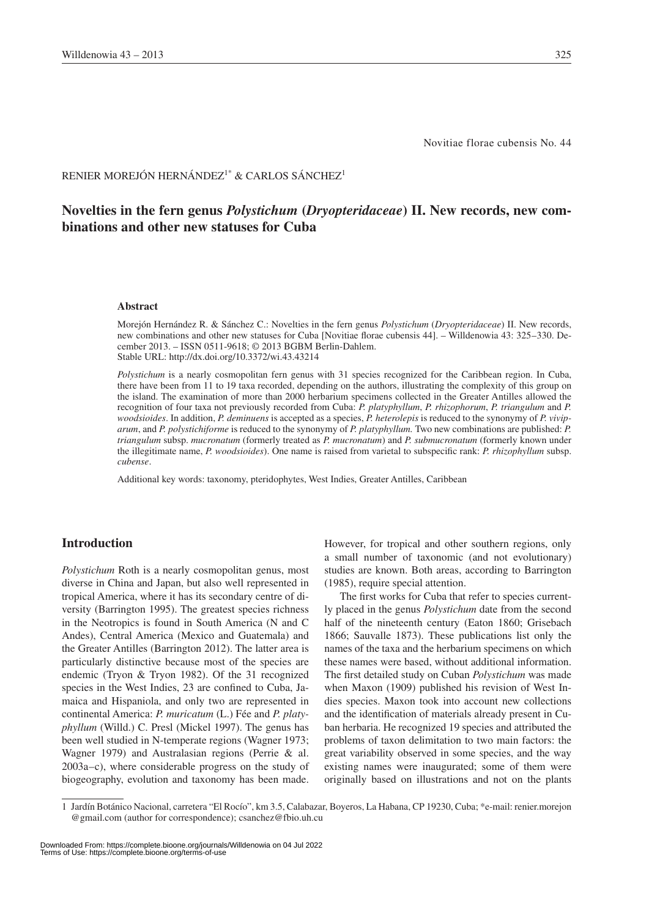Novitiae florae cubensis No. 44

RENIER MOREJÓN HERNÁNDEZ[1*] & CARLOS SÁNCHEZ[1]

# Novelties in the fern genus *Polystichum* (*Dryopteridaceae*) II. New records, new combinations and other new statuses for Cuba

### Abstract

Morejón Hernández R. & Sánchez C.: Novelties in the fern genus *Polystichum* (*Dryopteridaceae*) II. New records, new combinations and other new statuses for Cuba [Novitiae florae cubensis 44]. – Willdenowia 43: 325–330. December 2013. – ISSN 0511-9618; © 2013 BGBM Berlin-Dahlem.
Stable URL: http://dx.doi.org/10.3372/wi.43.43214

*Polystichum* is a nearly cosmopolitan fern genus with 31 species recognized for the Caribbean region. In Cuba, there have been from 11 to 19 taxa recorded, depending on the authors, illustrating the complexity of this group on the island. The examination of more than 2000 herbarium specimens collected in the Greater Antilles allowed the recognition of four taxa not previously recorded from Cuba: *P. platyphyllum*, *P. rhizophorum*, *P. triangulum* and *P. woodsioides*. In addition, *P. deminuens* is accepted as a species, *P. heterolepis* is reduced to the synonymy of *P. viviparum*, and *P. polystichiforme* is reduced to the synonymy of *P. platyphyllum.* Two new combinations are published: *P. triangulum* subsp. *mucronatum* (formerly treated as *P. mucronatum*) and *P. submucronatum* (formerly known under the illegitimate name, *P. woodsioides*). One name is raised from varietal to subspecific rank: *P. rhizophyllum* subsp. *cubense*.

Additional key words: taxonomy, pteridophytes, West Indies, Greater Antilles, Caribbean

## Introduction

*Polystichum* Roth is a nearly cosmopolitan genus, most diverse in China and Japan, but also well represented in tropical America, where it has its secondary centre of diversity (Barrington 1995). The greatest species richness in the Neotropics is found in South America (N and C Andes), Central America (Mexico and Guatemala) and the Greater Antilles (Barrington 2012). The latter area is particularly distinctive because most of the species are endemic (Tryon & Tryon 1982). Of the 31 recognized species in the West Indies, 23 are confined to Cuba, Jamaica and Hispaniola, and only two are represented in continental America: *P. muricatum* (L.) Fée and *P. platyphyllum* (Willd.) C. Presl (Mickel 1997). The genus has been well studied in N-temperate regions (Wagner 1973; Wagner 1979) and Australasian regions (Perrie & al. 2003a–c), where considerable progress on the study of biogeography, evolution and taxonomy has been made. However, for tropical and other southern regions, only a small number of taxonomic (and not evolutionary) studies are known. Both areas, according to Barrington (1985), require special attention.

The first works for Cuba that refer to species currently placed in the genus *Polystichum* date from the second half of the nineteenth century (Eaton 1860; Grisebach 1866; Sauvalle 1873). These publications list only the names of the taxa and the herbarium specimens on which these names were based, without additional information. The first detailed study on Cuban *Polystichum* was made when Maxon (1909) published his revision of West Indies species. Maxon took into account new collections and the identification of materials already present in Cuban herbaria. He recognized 19 species and attributed the problems of taxon delimitation to two main factors: the great variability observed in some species, and the way existing names were inaugurated; some of them were originally based on illustrations and not on the plants

---

1 Jardín Botánico Nacional, carretera "El Rocío", km 3.5, Calabazar, Boyeros, La Habana, CP 19230, Cuba; *e-mail: renier.morejon@gmail.com (author for correspondence); csanchez@fbio.uh.cu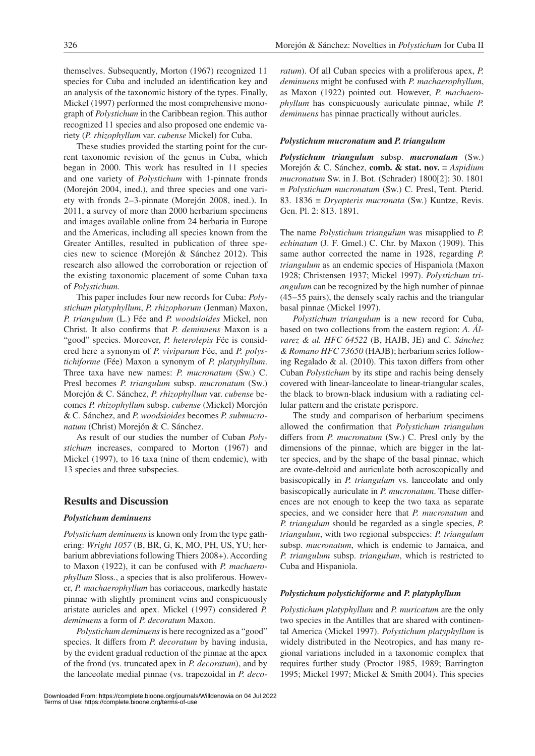themselves. Subsequently, Morton (1967) recognized 11 species for Cuba and included an identification key and an analysis of the taxonomic history of the types. Finally, Mickel (1997) performed the most comprehensive monograph of *Polystichum* in the Caribbean region. This author recognized 11 species and also proposed one endemic variety (*P. rhizophyllum* var. *cubense* Mickel) for Cuba.

These studies provided the starting point for the current taxonomic revision of the genus in Cuba, which began in 2000. This work has resulted in 11 species and one variety of *Polystichum* with 1-pinnate fronds (Morejón 2004, ined.), and three species and one variety with fronds 2–3-pinnate (Morejón 2008, ined.). In 2011, a survey of more than 2000 herbarium specimens and images available online from 24 herbaria in Europe and the Americas, including all species known from the Greater Antilles, resulted in publication of three species new to science (Morejón & Sánchez 2012). This research also allowed the corroboration or rejection of the existing taxonomic placement of some Cuban taxa of *Polystichum*.

This paper includes four new records for Cuba: *Polystichum platyphyllum*, *P. rhizophorum* (Jenman) Maxon, *P. triangulum* (L.) Fée and *P. woodsioides* Mickel, non Christ. It also confirms that *P. deminuens* Maxon is a "good" species. Moreover, *P. heterolepis* Fée is considered here a synonym of *P. viviparum* Fée, and *P. polystichiforme* (Fée) Maxon a synonym of *P. platyphyllum*. Three taxa have new names: *P. mucronatum* (Sw.) C. Presl becomes *P. triangulum* subsp. *mucronatum* (Sw.) Morejón & C. Sánchez, *P. rhizophyllum* var. *cubense* becomes *P. rhizophyllum* subsp. *cubense* (Mickel) Morejón & C. Sánchez, and *P. woodsioides* becomes *P. submucronatum* (Christ) Morejón & C. Sánchez.

As result of our studies the number of Cuban *Polystichum* increases, compared to Morton (1967) and Mickel (1997), to 16 taxa (nine of them endemic), with 13 species and three subspecies.

## Results and Discussion

### *Polystichum deminuens*

*Polystichum deminuens* is known only from the type gathering: *Wright 1057* (B, BR, G, K, MO, PH, US, YU; herbarium abbreviations following Thiers 2008+). According to Maxon (1922), it can be confused with *P. machaerophyllum* Sloss., a species that is also proliferous. However, *P. machaerophyllum* has coriaceous, markedly hastate pinnae with slightly prominent veins and conspicuously aristate auricles and apex. Mickel (1997) considered *P. deminuens* a form of *P. decoratum* Maxon.

*Polystichum deminuens* is here recognized as a "good" species. It differs from *P. decoratum* by having indusia, by the evident gradual reduction of the pinnae at the apex of the frond (vs. truncated apex in *P. decoratum*), and by the lanceolate medial pinnae (vs. trapezoidal in *P. decoratum*). Of all Cuban species with a proliferous apex, *P. deminuens* might be confused with *P. machaerophyllum*, as Maxon (1922) pointed out. However, *P. machaerophyllum* has conspicuously auriculate pinnae, while *P. deminuens* has pinnae practically without auricles.

### *Polystichum mucronatum* and *P. triangulum*

***Polystichum triangulum*** subsp. ***mucronatum*** (Sw.) Morejón & C. Sánchez, **comb. & stat. nov.** ≡ *Aspidium mucronatum* Sw. in J. Bot. (Schrader) 1800[2]: 30. 1801 ≡ *Polystichum mucronatum* (Sw.) C. Presl, Tent. Pterid. 83. 1836 ≡ *Dryopteris mucronata* (Sw.) Kuntze, Revis. Gen. Pl. 2: 813. 1891.

The name *Polystichum triangulum* was misapplied to *P. echinatum* (J. F. Gmel.) C. Chr. by Maxon (1909). This same author corrected the name in 1928, regarding *P. triangulum* as an endemic species of Hispaniola (Maxon 1928; Christensen 1937; Mickel 1997). *Polystichum triangulum* can be recognized by the high number of pinnae (45–55 pairs), the densely scaly rachis and the triangular basal pinnae (Mickel 1997).

*Polystichum triangulum* is a new record for Cuba, based on two collections from the eastern region: *A. Álvarez & al. HFC 64522* (B, HAJB, JE) and *C. Sánchez & Romano HFC 73650* (HAJB); herbarium series following Regalado & al. (2010). This taxon differs from other Cuban *Polystichum* by its stipe and rachis being densely covered with linear-lanceolate to linear-triangular scales, the black to brown-black indusium with a radiating cellular pattern and the cristate perispore.

The study and comparison of herbarium specimens allowed the confirmation that *Polystichum triangulum* differs from *P. mucronatum* (Sw.) C. Presl only by the dimensions of the pinnae, which are bigger in the latter species, and by the shape of the basal pinnae, which are ovate-deltoid and auriculate both acroscopically and basiscopically in *P. triangulum* vs. lanceolate and only basiscopically auriculate in *P. mucronatum*. These differences are not enough to keep the two taxa as separate species, and we consider here that *P. mucronatum* and *P. triangulum* should be regarded as a single species, *P. triangulum*, with two regional subspecies: *P. triangulum* subsp. *mucronatum*, which is endemic to Jamaica, and *P. triangulum* subsp. *triangulum*, which is restricted to Cuba and Hispaniola.

### *Polystichum polystichiforme* and *P. platyphyllum*

*Polystichum platyphyllum* and *P. muricatum* are the only two species in the Antilles that are shared with continental America (Mickel 1997). *Polystichum platyphyllum* is widely distributed in the Neotropics, and has many regional variations included in a taxonomic complex that requires further study (Proctor 1985, 1989; Barrington 1995; Mickel 1997; Mickel & Smith 2004). This species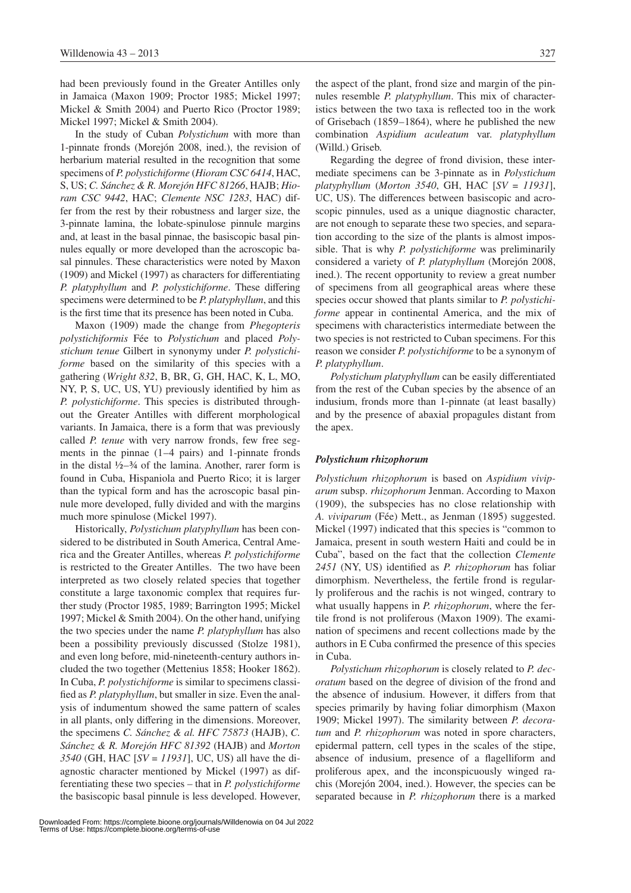had been previously found in the Greater Antilles only in Jamaica (Maxon 1909; Proctor 1985; Mickel 1997; Mickel & Smith 2004) and Puerto Rico (Proctor 1989; Mickel 1997; Mickel & Smith 2004).

In the study of Cuban *Polystichum* with more than 1-pinnate fronds (Morejón 2008, ined.), the revision of herbarium material resulted in the recognition that some specimens of *P. polystichiforme* (*Hioram CSC 6414*, HAC, S, US; *C. Sánchez & R. Morejón HFC 81266*, HAJB; *Hioram CSC 9442*, HAC; *Clemente NSC 1283*, HAC) differ from the rest by their robustness and larger size, the 3-pinnate lamina, the lobate-spinulose pinnule margins and, at least in the basal pinnae, the basiscopic basal pinnules equally or more developed than the acroscopic basal pinnules. These characteristics were noted by Maxon (1909) and Mickel (1997) as characters for differentiating *P. platyphyllum* and *P. polystichiforme*. These differing specimens were determined to be *P. platyphyllum*, and this is the first time that its presence has been noted in Cuba.

Maxon (1909) made the change from *Phegopteris polystichiformis* Fée to *Polystichum* and placed *Polystichum tenue* Gilbert in synonymy under *P. polystichiforme* based on the similarity of this species with a gathering (*Wright 832*, B, BR, G, GH, HAC, K, L, MO, NY, P, S, UC, US, YU) previously identified by him as *P. polystichiforme*. This species is distributed throughout the Greater Antilles with different morphological variants. In Jamaica, there is a form that was previously called *P. tenue* with very narrow fronds, few free segments in the pinnae (1–4 pairs) and 1-pinnate fronds in the distal ½–¾ of the lamina. Another, rarer form is found in Cuba, Hispaniola and Puerto Rico; it is larger than the typical form and has the acroscopic basal pinnule more developed, fully divided and with the margins much more spinulose (Mickel 1997).

Historically, *Polystichum platyphyllum* has been considered to be distributed in South America, Central America and the Greater Antilles, whereas *P. polystichiforme* is restricted to the Greater Antilles. The two have been interpreted as two closely related species that together constitute a large taxonomic complex that requires further study (Proctor 1985, 1989; Barrington 1995; Mickel 1997; Mickel & Smith 2004). On the other hand, unifying the two species under the name *P. platyphyllum* has also been a possibility previously discussed (Stolze 1981), and even long before, mid-nineteenth-century authors included the two together (Mettenius 1858; Hooker 1862). In Cuba, *P. polystichiforme* is similar to specimens classified as *P. platyphyllum*, but smaller in size. Even the analysis of indumentum showed the same pattern of scales in all plants, only differing in the dimensions. Moreover, the specimens *C. Sánchez & al. HFC 75873* (HAJB), *C. Sánchez & R. Morejón HFC 81392* (HAJB) and *Morton 3540* (GH, HAC [*SV = 11931*], UC, US) all have the diagnostic character mentioned by Mickel (1997) as differentiating these two species – that in *P. polystichiforme* the basiscopic basal pinnule is less developed. However, the aspect of the plant, frond size and margin of the pinnules resemble *P. platyphyllum*. This mix of characteristics between the two taxa is reflected too in the work of Grisebach (1859–1864), where he published the new combination *Aspidium aculeatum* var. *platyphyllum* (Willd.) Griseb.

Regarding the degree of frond division, these intermediate specimens can be 3-pinnate as in *Polystichum platyphyllum* (*Morton 3540*, GH, HAC [*SV = 11931*], UC, US). The differences between basiscopic and acroscopic pinnules, used as a unique diagnostic character, are not enough to separate these two species, and separation according to the size of the plants is almost impossible. That is why *P. polystichiforme* was preliminarily considered a variety of *P. platyphyllum* (Morejón 2008, ined.). The recent opportunity to review a great number of specimens from all geographical areas where these species occur showed that plants similar to *P. polystichiforme* appear in continental America, and the mix of specimens with characteristics intermediate between the two species is not restricted to Cuban specimens. For this reason we consider *P. polystichiforme* to be a synonym of *P. platyphyllum*.

*Polystichum platyphyllum* can be easily differentiated from the rest of the Cuban species by the absence of an indusium, fronds more than 1-pinnate (at least basally) and by the presence of abaxial propagules distant from the apex.

### *Polystichum rhizophorum*

*Polystichum rhizophorum* is based on *Aspidium viviparum* subsp. *rhizophorum* Jenman. According to Maxon (1909), the subspecies has no close relationship with *A. viviparum* (Fée) Mett., as Jenman (1895) suggested. Mickel (1997) indicated that this species is "common to Jamaica, present in south western Haiti and could be in Cuba", based on the fact that the collection *Clemente 2451* (NY, US) identified as *P. rhizophorum* has foliar dimorphism. Nevertheless, the fertile frond is regularly proliferous and the rachis is not winged, contrary to what usually happens in *P. rhizophorum*, where the fertile frond is not proliferous (Maxon 1909). The examination of specimens and recent collections made by the authors in E Cuba confirmed the presence of this species in Cuba.

*Polystichum rhizophorum* is closely related to *P. decoratum* based on the degree of division of the frond and the absence of indusium. However, it differs from that species primarily by having foliar dimorphism (Maxon 1909; Mickel 1997). The similarity between *P. decoratum* and *P. rhizophorum* was noted in spore characters, epidermal pattern, cell types in the scales of the stipe, absence of indusium, presence of a flagelliform and proliferous apex, and the inconspicuously winged rachis (Morejón 2004, ined.). However, the species can be separated because in *P. rhizophorum* there is a marked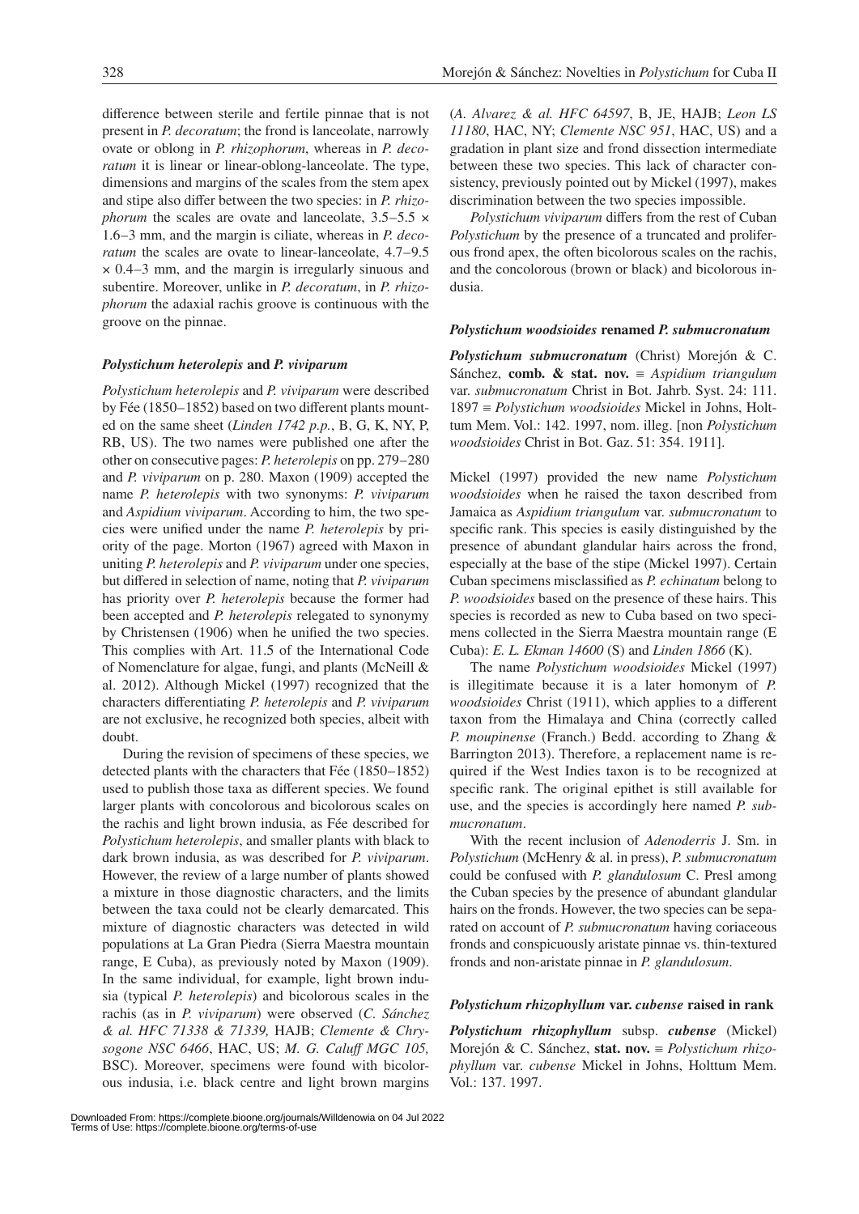difference between sterile and fertile pinnae that is not present in *P. decoratum*; the frond is lanceolate, narrowly ovate or oblong in *P. rhizophorum*, whereas in *P. decoratum* it is linear or linear-oblong-lanceolate. The type, dimensions and margins of the scales from the stem apex and stipe also differ between the two species: in *P. rhizophorum* the scales are ovate and lanceolate, 3.5–5.5 × 1.6–3 mm, and the margin is ciliate, whereas in *P. decoratum* the scales are ovate to linear-lanceolate, 4.7–9.5 × 0.4–3 mm, and the margin is irregularly sinuous and subentire. Moreover, unlike in *P. decoratum*, in *P. rhizophorum* the adaxial rachis groove is continuous with the groove on the pinnae.

### *Polystichum heterolepis* and *P. viviparum*

*Polystichum heterolepis* and *P. viviparum* were described by Fée (1850–1852) based on two different plants mounted on the same sheet (*Linden 1742 p.p.*, B, G, K, NY, P, RB, US). The two names were published one after the other on consecutive pages: *P. heterolepis* on pp. 279–280 and *P. viviparum* on p. 280. Maxon (1909) accepted the name *P. heterolepis* with two synonyms: *P. viviparum* and *Aspidium viviparum*. According to him, the two species were unified under the name *P. heterolepis* by priority of the page. Morton (1967) agreed with Maxon in uniting *P. heterolepis* and *P. viviparum* under one species, but differed in selection of name, noting that *P. viviparum* has priority over *P. heterolepis* because the former had been accepted and *P. heterolepis* relegated to synonymy by Christensen (1906) when he unified the two species. This complies with Art. 11.5 of the International Code of Nomenclature for algae, fungi, and plants (McNeill & al. 2012). Although Mickel (1997) recognized that the characters differentiating *P. heterolepis* and *P. viviparum* are not exclusive, he recognized both species, albeit with doubt.

During the revision of specimens of these species, we detected plants with the characters that Fée (1850–1852) used to publish those taxa as different species. We found larger plants with concolorous and bicolorous scales on the rachis and light brown indusia, as Fée described for *Polystichum heterolepis*, and smaller plants with black to dark brown indusia, as was described for *P. viviparum*. However, the review of a large number of plants showed a mixture in those diagnostic characters, and the limits between the taxa could not be clearly demarcated. This mixture of diagnostic characters was detected in wild populations at La Gran Piedra (Sierra Maestra mountain range, E Cuba), as previously noted by Maxon (1909). In the same individual, for example, light brown indusia (typical *P. heterolepis*) and bicolorous scales in the rachis (as in *P. viviparum*) were observed (*C. Sánchez & al. HFC 71338 & 71339,* HAJB; *Clemente & Chrysogone NSC 6466*, HAC, US; *M. G. Caluff MGC 105,* BSC). Moreover, specimens were found with bicolorous indusia, i.e. black centre and light brown margins (*A. Alvarez & al. HFC 64597*, B, JE, HAJB; *Leon LS 11180*, HAC, NY; *Clemente NSC 951*, HAC, US) and a gradation in plant size and frond dissection intermediate between these two species. This lack of character consistency, previously pointed out by Mickel (1997), makes discrimination between the two species impossible.

*Polystichum viviparum* differs from the rest of Cuban *Polystichum* by the presence of a truncated and proliferous frond apex, the often bicolorous scales on the rachis, and the concolorous (brown or black) and bicolorous indusia.

### *Polystichum woodsioides* renamed *P. submucronatum*

***Polystichum submucronatum*** (Christ) Morejón & C. Sánchez, **comb. & stat. nov.** ≡ *Aspidium triangulum* var. *submucronatum* Christ in Bot. Jahrb. Syst. 24: 111. 1897 ≡ *Polystichum woodsioides* Mickel in Johns, Holttum Mem. Vol.: 142. 1997, nom. illeg. [non *Polystichum woodsioides* Christ in Bot. Gaz. 51: 354. 1911].

Mickel (1997) provided the new name *Polystichum woodsioides* when he raised the taxon described from Jamaica as *Aspidium triangulum* var. *submucronatum* to specific rank. This species is easily distinguished by the presence of abundant glandular hairs across the frond, especially at the base of the stipe (Mickel 1997). Certain Cuban specimens misclassified as *P. echinatum* belong to *P. woodsioides* based on the presence of these hairs. This species is recorded as new to Cuba based on two specimens collected in the Sierra Maestra mountain range (E Cuba): *E. L. Ekman 14600* (S) and *Linden 1866* (K).

The name *Polystichum woodsioides* Mickel (1997) is illegitimate because it is a later homonym of *P. woodsioides* Christ (1911), which applies to a different taxon from the Himalaya and China (correctly called *P. moupinense* (Franch.) Bedd. according to Zhang & Barrington 2013). Therefore, a replacement name is required if the West Indies taxon is to be recognized at specific rank. The original epithet is still available for use, and the species is accordingly here named *P. submucronatum*.

With the recent inclusion of *Adenoderris* J. Sm. in *Polystichum* (McHenry & al. in press), *P. submucronatum* could be confused with *P. glandulosum* C. Presl among the Cuban species by the presence of abundant glandular hairs on the fronds. However, the two species can be separated on account of *P. submucronatum* having coriaceous fronds and conspicuously aristate pinnae vs. thin-textured fronds and non-aristate pinnae in *P. glandulosum*.

### *Polystichum rhizophyllum* var. *cubense* raised in rank

***Polystichum rhizophyllum*** subsp. ***cubense*** (Mickel) Morejón & C. Sánchez, **stat. nov.** ≡ *Polystichum rhizophyllum* var. *cubense* Mickel in Johns, Holttum Mem. Vol.: 137. 1997.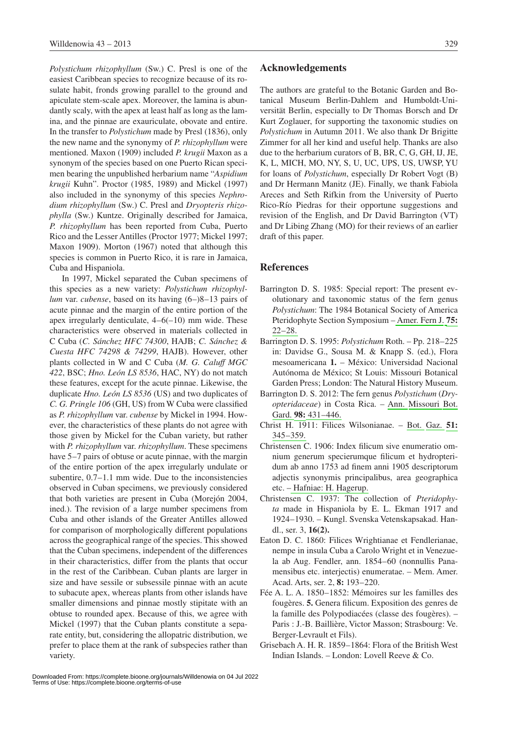*Polystichum rhizophyllum* (Sw.) C. Presl is one of the easiest Caribbean species to recognize because of its rosulate habit, fronds growing parallel to the ground and apiculate stem-scale apex. Moreover, the lamina is abundantly scaly, with the apex at least half as long as the lamina, and the pinnae are exauriculate, obovate and entire. In the transfer to *Polystichum* made by Presl (1836), only the new name and the synonymy of *P. rhizophyllum* were mentioned. Maxon (1909) included *P. krugii* Maxon as a synonym of the species based on one Puerto Rican specimen bearing the unpublished herbarium name "*Aspidium krugii* Kuhn". Proctor (1985, 1989) and Mickel (1997) also included in the synonymy of this species *Nephrodium rhizophyllum* (Sw.) C. Presl and *Dryopteris rhizophylla* (Sw.) Kuntze. Originally described for Jamaica, *P. rhizophyllum* has been reported from Cuba, Puerto Rico and the Lesser Antilles (Proctor 1977; Mickel 1997; Maxon 1909). Morton (1967) noted that although this species is common in Puerto Rico, it is rare in Jamaica, Cuba and Hispaniola.

In 1997, Mickel separated the Cuban specimens of this species as a new variety: *Polystichum rhizophyllum* var. *cubense*, based on its having (6–)8–13 pairs of acute pinnae and the margin of the entire portion of the apex irregularly denticulate, 4–6(–10) mm wide. These characteristics were observed in materials collected in C Cuba (*C. Sánchez HFC 74300*, HAJB; *C. Sánchez & Cuesta HFC 74298 & 74299*, HAJB). However, other plants collected in W and C Cuba (*M. G. Caluff MGC 422*, BSC; *Hno. León LS 8536*, HAC, NY) do not match these features, except for the acute pinnae. Likewise, the duplicate *Hno. León LS 8536* (US) and two duplicates of *C. G. Pringle 106* (GH, US) from W Cuba were classified as *P. rhizophyllum* var. *cubense* by Mickel in 1994. However, the characteristics of these plants do not agree with those given by Mickel for the Cuban variety, but rather with *P. rhizophyllum* var. *rhizophyllum*. These specimens have 5–7 pairs of obtuse or acute pinnae, with the margin of the entire portion of the apex irregularly undulate or subentire, 0.7–1.1 mm wide. Due to the inconsistencies observed in Cuban specimens, we previously considered that both varieties are present in Cuba (Morejón 2004, ined.). The revision of a large number specimens from Cuba and other islands of the Greater Antilles allowed for comparison of morphologically different populations across the geographical range of the species. This showed that the Cuban specimens, independent of the differences in their characteristics, differ from the plants that occur in the rest of the Caribbean. Cuban plants are larger in size and have sessile or subsessile pinnae with an acute to subacute apex, whereas plants from other islands have smaller dimensions and pinnae mostly stipitate with an obtuse to rounded apex. Because of this, we agree with Mickel (1997) that the Cuban plants constitute a separate entity, but, considering the allopatric distribution, we prefer to place them at the rank of subspecies rather than variety.

## Acknowledgements

The authors are grateful to the Botanic Garden and Botanical Museum Berlin-Dahlem and Humboldt-Universität Berlin, especially to Dr Thomas Borsch and Dr Kurt Zoglauer, for supporting the taxonomic studies on *Polystichum* in Autumn 2011. We also thank Dr Brigitte Zimmer for all her kind and useful help. Thanks are also due to the herbarium curators of B, BR, C, G, GH, IJ, JE, K, L, MICH, MO, NY, S, U, UC, UPS, US, UWSP, YU for loans of *Polystichum*, especially Dr Robert Vogt (B) and Dr Hermann Manitz (JE). Finally, we thank Fabiola Areces and Seth Rifkin from the University of Puerto Rico-Río Piedras for their opportune suggestions and revision of the English, and Dr David Barrington (VT) and Dr Libing Zhang (MO) for their reviews of an earlier draft of this paper.

## References

Barrington D. S. 1985: Special report: The present evolutionary and taxonomic status of the fern genus *Polystichum*: The 1984 Botanical Society of America Pteridophyte Section Symposium – Amer. Fern J. **75:** 22–28.

Barrington D. S. 1995: *Polystichum* Roth. – Pp. 218–225 in: Davidse G., Sousa M. & Knapp S. (ed.), Flora mesoamericana **1.** – México: Universidad Nacional Autónoma de México; St Louis: Missouri Botanical Garden Press; London: The Natural History Museum.

Barrington D. S. 2012: The fern genus *Polystichum* (*Dryopteridaceae*) in Costa Rica. – Ann. Missouri Bot. Gard. **98:** 431–446.

Christ H. 1911: Filices Wilsonianae. – Bot. Gaz. **51:** 345–359.

Christensen C. 1906: Index filicum sive enumeratio omnium generum specierumque filicum et hydropteridum ab anno 1753 ad finem anni 1905 descriptorum adjectis synonymis principalibus, area geographica etc. – Hafniae: H. Hagerup.

Christensen C. 1937: The collection of *Pteridophyta* made in Hispaniola by E. L. Ekman 1917 and 1924–1930. – Kungl. Svenska Vetenskapsakad. Handl., ser. 3, **16(2).**

Eaton D. C. 1860: Filices Wrightianae et Fendlerianae, nempe in insula Cuba a Carolo Wright et in Venezuela ab Aug. Fendler, ann. 1854–60 (nonnullis Panamensibus etc. interjectis) enumeratae. – Mem. Amer. Acad. Arts, ser. 2, **8:** 193–220.

Fée A. L. A. 1850–1852: Mémoires sur les familles des fougères. **5.** Genera filicum. Exposition des genres de la famille des Polypodiacées (classe des fougères). – Paris : J.-B. Baillière, Victor Masson; Strasbourg: Ve. Berger-Levrault et Fils).

Grisebach A. H. R. 1859–1864: Flora of the British West Indian Islands. – London: Lovell Reeve & Co.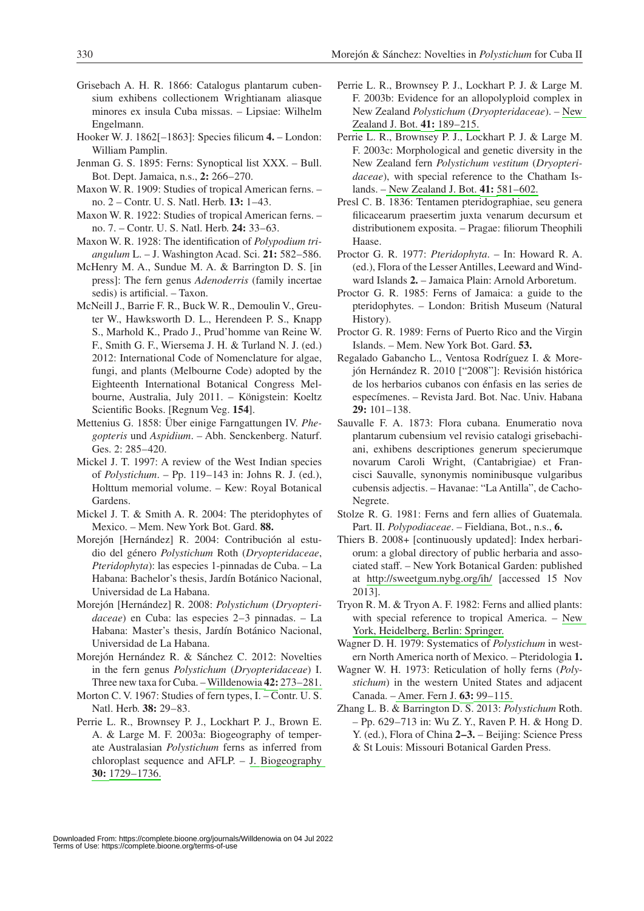Grisebach A. H. R. 1866: Catalogus plantarum cubensium exhibens collectionem Wrightianam aliasque minores ex insula Cuba missas. – Lipsiae: Wilhelm Engelmann.

Hooker W. J. 1862[–1863]: Species filicum **4.** – London: William Pamplin.

Jenman G. S. 1895: Ferns: Synoptical list XXX. – Bull. Bot. Dept. Jamaica, n.s., **2:** 266–270.

Maxon W. R. 1909: Studies of tropical American ferns. – no. 2 – Contr. U. S. Natl. Herb. **13:** 1–43.

Maxon W. R. 1922: Studies of tropical American ferns. – no. 7. – Contr. U. S. Natl. Herb. **24:** 33–63.

Maxon W. R. 1928: The identification of *Polypodium triangulum* L. – J. Washington Acad. Sci. **21:** 582–586.

McHenry M. A., Sundue M. A. & Barrington D. S. [in press]: The fern genus *Adenoderris* (family incertae sedis) is artificial. – Taxon.

McNeill J., Barrie F. R., Buck W. R., Demoulin V., Greuter W., Hawksworth D. L., Herendeen P. S., Knapp S., Marhold K., Prado J., Prud'homme van Reine W. F., Smith G. F., Wiersema J. H. & Turland N. J. (ed.) 2012: International Code of Nomenclature for algae, fungi, and plants (Melbourne Code) adopted by the Eighteenth International Botanical Congress Melbourne, Australia, July 2011. – Königstein: Koeltz Scientific Books. [Regnum Veg. **154**].

Mettenius G. 1858: Über einige Farngattungen IV. *Phegopteris* und *Aspidium*. – Abh. Senckenberg. Naturf. Ges. 2: 285–420.

Mickel J. T. 1997: A review of the West Indian species of *Polystichum*. – Pp. 119–143 in: Johns R. J. (ed.), Holttum memorial volume. – Kew: Royal Botanical Gardens.

Mickel J. T. & Smith A. R. 2004: The pteridophytes of Mexico. – Mem. New York Bot. Gard. **88.**

Morejón [Hernández] R. 2004: Contribución al estudio del género *Polystichum* Roth (*Dryopteridaceae*, *Pteridophyta*): las especies 1-pinnadas de Cuba. – La Habana: Bachelor's thesis, Jardín Botánico Nacional, Universidad de La Habana.

Morejón [Hernández] R. 2008: *Polystichum* (*Dryopteridaceae*) en Cuba: las especies 2–3 pinnadas. – La Habana: Master's thesis, Jardín Botánico Nacional, Universidad de La Habana.

Morejón Hernández R. & Sánchez C. 2012: Novelties in the fern genus *Polystichum* (*Dryopteridaceae*) I. Three new taxa for Cuba. – Willdenowia **42:** 273–281.

Morton C. V. 1967: Studies of fern types, I. – Contr. U. S. Natl. Herb. **38:** 29–83.

Perrie L. R., Brownsey P. J., Lockhart P. J., Brown E. A. & Large M. F. 2003a: Biogeography of temperate Australasian *Polystichum* ferns as inferred from chloroplast sequence and AFLP. – J. Biogeography **30:** 1729–1736.

Perrie L. R., Brownsey P. J., Lockhart P. J. & Large M. F. 2003b: Evidence for an allopolyploid complex in New Zealand *Polystichum* (*Dryopteridaceae*). – New Zealand J. Bot. **41:** 189–215.

Perrie L. R., Brownsey P. J., Lockhart P. J. & Large M. F. 2003c: Morphological and genetic diversity in the New Zealand fern *Polystichum vestitum* (*Dryopteridaceae*), with special reference to the Chatham Islands. – New Zealand J. Bot. **41:** 581–602.

Presl C. B. 1836: Tentamen pteridographiae, seu genera filicacearum praesertim juxta venarum decursum et distributionem exposita. – Pragae: filiorum Theophili Haase.

Proctor G. R. 1977: *Pteridophyta*. – In: Howard R. A. (ed.), Flora of the Lesser Antilles, Leeward and Windward Islands **2.** – Jamaica Plain: Arnold Arboretum.

Proctor G. R. 1985: Ferns of Jamaica: a guide to the pteridophytes. – London: British Museum (Natural History).

Proctor G. R. 1989: Ferns of Puerto Rico and the Virgin Islands. – Mem. New York Bot. Gard. **53.**

Regalado Gabancho L., Ventosa Rodríguez I. & Morejón Hernández R. 2010 ["2008"]: Revisión histórica de los herbarios cubanos con énfasis en las series de especímenes. – Revista Jard. Bot. Nac. Univ. Habana **29:** 101–138.

Sauvalle F. A. 1873: Flora cubana. Enumeratio nova plantarum cubensium vel revisio catalogi grisebachiani, exhibens descriptiones generum specierumque novarum Caroli Wright, (Cantabrigiae) et Francisci Sauvalle, synonymis nominibusque vulgaribus cubensis adjectis. – Havanae: "La Antilla", de Cacho-Negrete.

Stolze R. G. 1981: Ferns and fern allies of Guatemala. Part. II. *Polypodiaceae*. – Fieldiana, Bot., n.s., **6.**

Thiers B. 2008+ [continuously updated]: Index herbariorum: a global directory of public herbaria and associated staff. – New York Botanical Garden: published at http://sweetgum.nybg.org/ih/ [accessed 15 Nov 2013].

Tryon R. M. & Tryon A. F. 1982: Ferns and allied plants: with special reference to tropical America. – New York, Heidelberg, Berlin: Springer.

Wagner D. H. 1979: Systematics of *Polystichum* in western North America north of Mexico. – Pteridologia **1.**

Wagner W. H. 1973: Reticulation of holly ferns (*Polystichum*) in the western United States and adjacent Canada. – Amer. Fern J. **63:** 99–115.

Zhang L. B. & Barrington D. S. 2013: *Polystichum* Roth. – Pp. 629–713 in: Wu Z. Y., Raven P. H. & Hong D. Y. (ed.), Flora of China **2–3.** – Beijing: Science Press & St Louis: Missouri Botanical Garden Press.